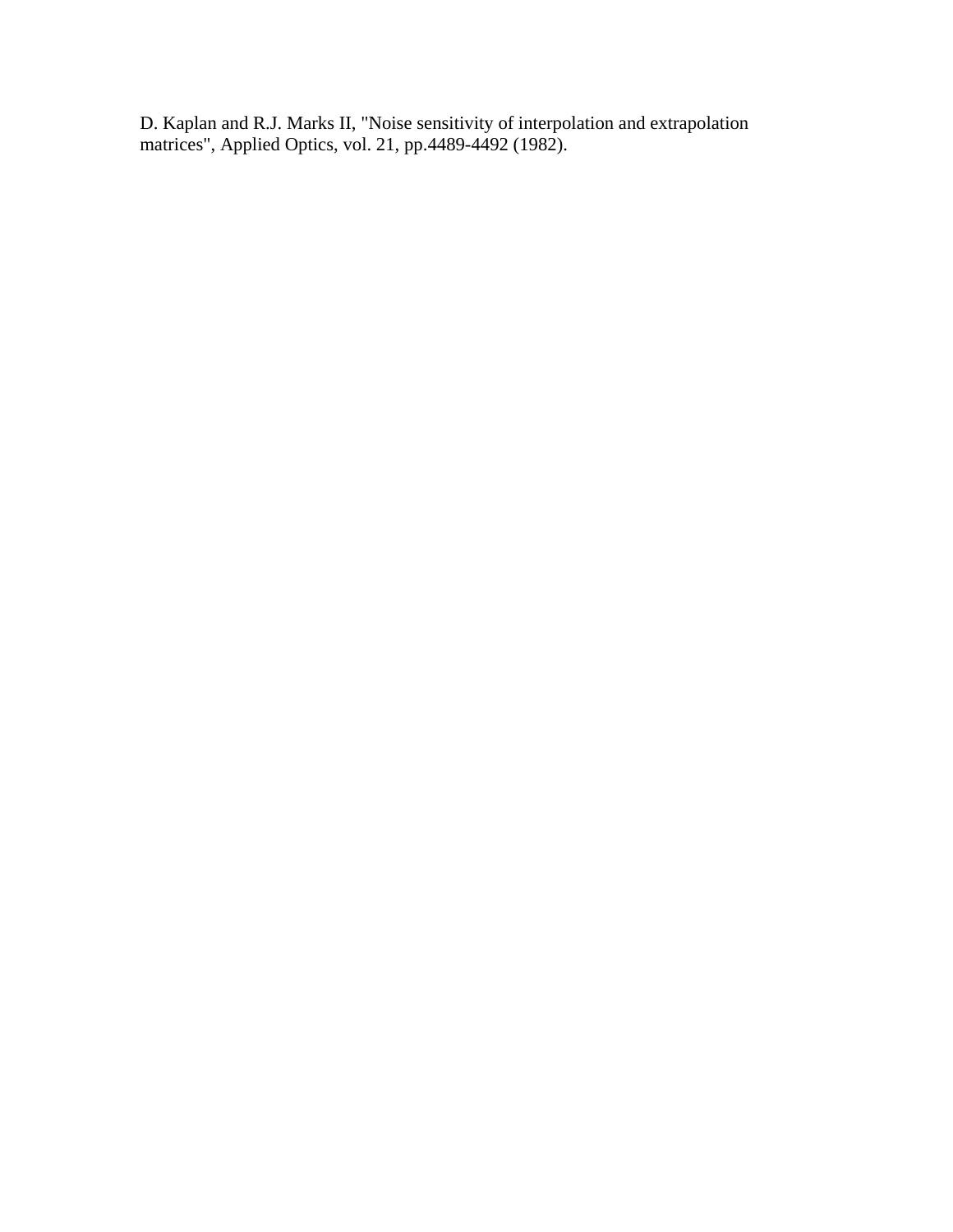D. Kaplan and R.J. Marks II, "Noise sensitivity of interpolation and extrapolation matrices", Applied Optics, vol. 21, pp.4489-4492 (1982).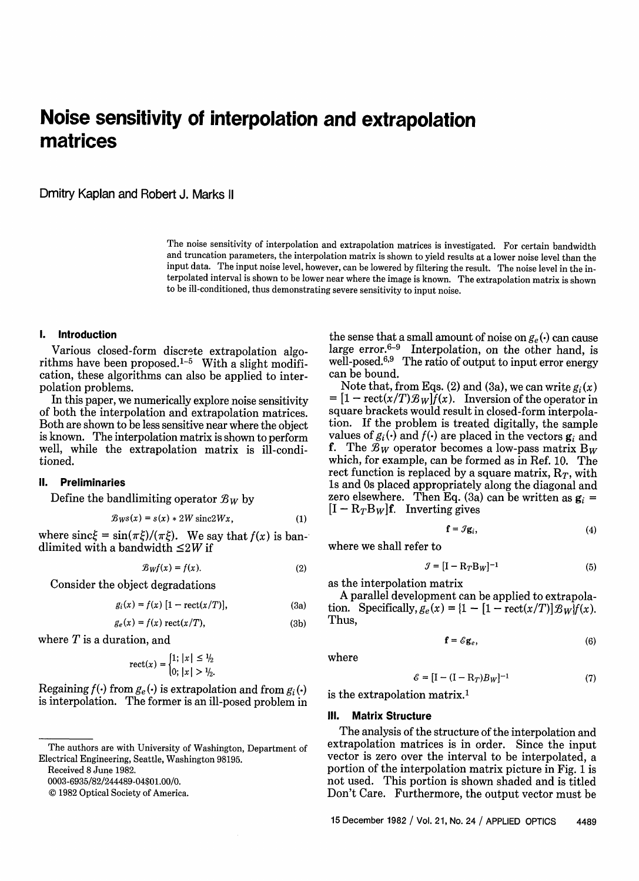# Noise sensitivity of interpolation and extrapolation matrices

Dmitry Kaplan and Robert J. Marks II

The noise sensitivity of interpolation and extrapolation matrices is investigated. For certain bandwidth and truncation parameters, the interpolation matrix is shown to yield results at a lower noise level than the input data. The input noise level, however, can be lowered by filtering the result. The noise level in the interpolated interval is shown to be lower near where the image is known. The extrapolation matrix is shown to be ill-conditioned, thus demonstrating severe sensitivity to input noise.

## I. Introduction

Various closed-form discrete extrapolation algorithms have been proposed.[1–5] With a slight modification, these algorithms can also be applied to interpolation problems.

In this paper, we numerically explore noise sensitivity of both the interpolation and extrapolation matrices. Both are shown to be less sensitive near where the object is known. The interpolation matrix is shown to perform well, while the extrapolation matrix is ill-conditioned.

## II. Preliminaries

Define the bandlimiting operator $\mathcal{B}_W$ by

$$\mathcal{B}_W s(x) = s(x) * 2W \operatorname{sinc} 2Wx, \tag{1}$$

where $\operatorname{sinc}\xi = \sin(\pi\xi)/(\pi\xi)$. We say that $f(x)$ is bandlimited with a bandwidth $\leq 2W$ if

$$\mathcal{B}_W f(x) = f(x). \tag{2}$$

Consider the object degradations

$$g_i(x) = f(x)\,[1 - \operatorname{rect}(x/T)], \tag{3a}$$

$$g_e(x) = f(x)\operatorname{rect}(x/T), \tag{3b}$$

where $T$ is a duration, and

$$\operatorname{rect}(x) = \begin{cases} 1; & |x| \leq 1/2 \\ 0; & |x| > 1/2. \end{cases}$$

Regaining $f(\cdot)$ from $g_e(\cdot)$ is extrapolation and from $g_i(\cdot)$ is interpolation. The former is an ill-posed problem in the sense that a small amount of noise on $g_e(\cdot)$ can cause large error.[6–9] Interpolation, on the other hand, is well-posed.[6,9] The ratio of output to input error energy can be bound.

Note that, from Eqs. (2) and (3a), we can write $g_i(x) = [1 - \operatorname{rect}(x/T)\mathcal{B}_W]f(x)$. Inversion of the operator in square brackets would result in closed-form interpolation. If the problem is treated digitally, the sample values of $g_i(\cdot)$ and $f(\cdot)$ are placed in the vectors $\mathbf{g}_i$ and $\mathbf{f}$. The $\mathcal{B}_W$ operator becomes a low-pass matrix $\mathrm{B}_W$ which, for example, can be formed as in Ref. 10. The rect function is replaced by a square matrix, $\mathrm{R}_T$, with 1s and 0s placed appropriately along the diagonal and zero elsewhere. Then Eq. (3a) can be written as $\mathbf{g}_i = [\mathrm{I} - \mathrm{R}_T\mathrm{B}_W]\mathbf{f}$. Inverting gives

$$\mathbf{f} = \mathcal{I}\mathbf{g}_i, \tag{4}$$

where we shall refer to

$$\mathcal{I} = [\mathrm{I} - \mathrm{R}_T\mathrm{B}_W]^{-1} \tag{5}$$

as the interpolation matrix

A parallel development can be applied to extrapolation. Specifically, $g_e(x) = \{1 - [1 - \operatorname{rect}(x/T)]\mathcal{B}_W\}f(x)$. Thus,

$$\mathbf{f} = \mathcal{E}\mathbf{g}_e, \tag{6}$$

where

$$\mathcal{E} = [\mathrm{I} - (\mathrm{I} - \mathrm{R}_T)\mathrm{B}_W]^{-1} \tag{7}$$

is the extrapolation matrix.[1]

## III. Matrix Structure

The analysis of the structure of the interpolation and extrapolation matrices is in order. Since the input vector is zero over the interval to be interpolated, a portion of the interpolation matrix picture in Fig. 1 is not used. This portion is shown shaded and is titled Don't Care. Furthermore, the output vector must be

The authors are with University of Washington, Department of Electrical Engineering, Seattle, Washington 98195.

Received 8 June 1982.

0003-6935/82/244489-04$01.00/0.

© 1982 Optical Society of America.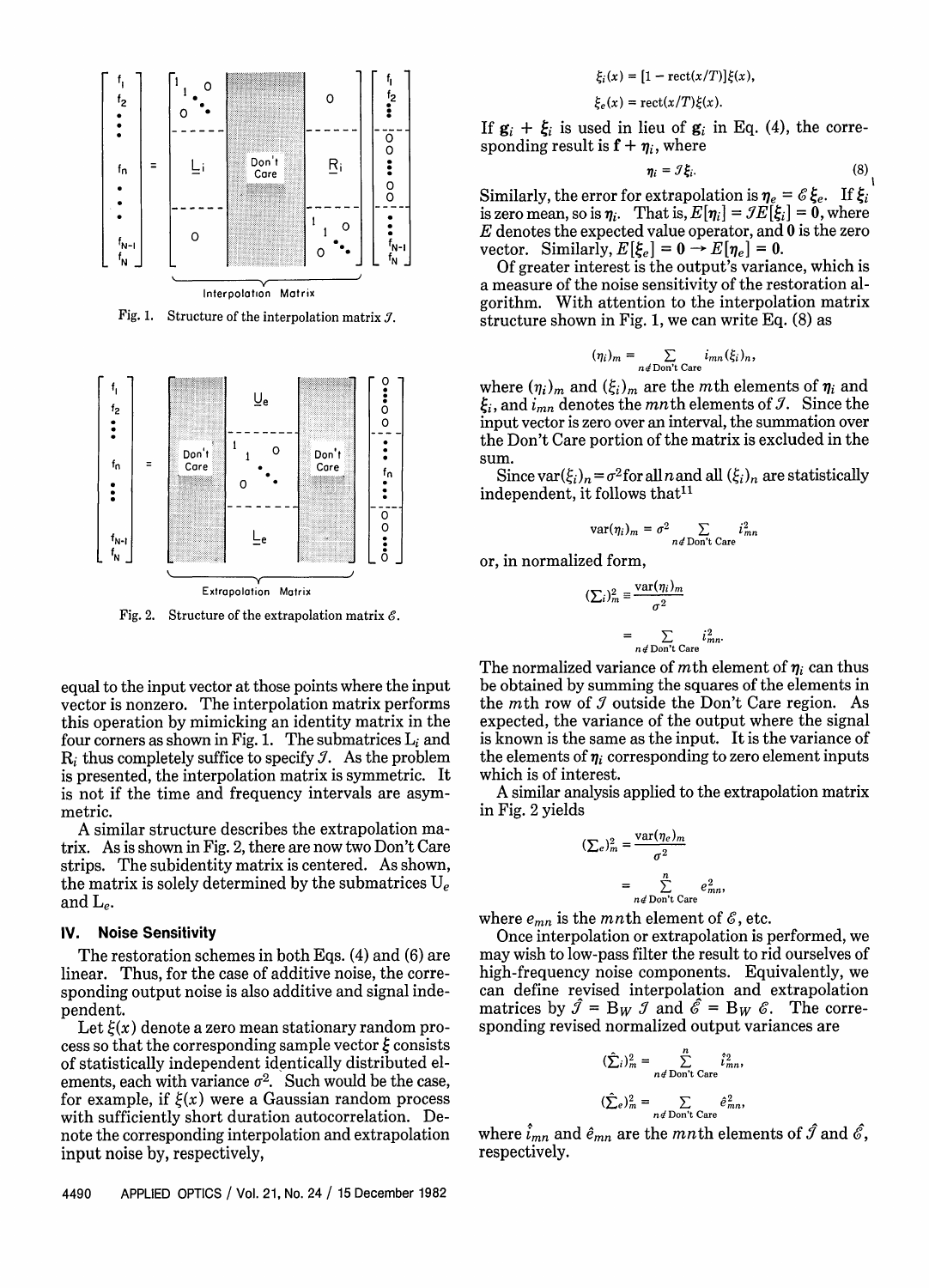Fig. 1. Structure of the interpolation matrix $\mathscr{I}$.

Fig. 2. Structure of the extrapolation matrix $\mathscr{E}$.

equal to the input vector at those points where the input vector is nonzero. The interpolation matrix performs this operation by mimicking an identity matrix in the four corners as shown in Fig. 1. The submatrices $L_i$ and $R_i$ thus completely suffice to specify $\mathscr{I}$. As the problem is presented, the interpolation matrix is symmetric. It is not if the time and frequency intervals are asymmetric.

A similar structure describes the extrapolation matrix. As is shown in Fig. 2, there are now two Don't Care strips. The subidentity matrix is centered. As shown, the matrix is solely determined by the submatrices $U_e$ and $L_e$.

## IV. Noise Sensitivity

The restoration schemes in both Eqs. (4) and (6) are linear. Thus, for the case of additive noise, the corresponding output noise is also additive and signal independent.

Let $\xi(x)$ denote a zero mean stationary random process so that the corresponding sample vector $\boldsymbol{\xi}$ consists of statistically independent identically distributed elements, each with variance $\sigma^2$. Such would be the case, for example, if $\xi(x)$ were a Gaussian random process with sufficiently short duration autocorrelation. Denote the corresponding interpolation and extrapolation input noise by, respectively,

$$\xi_i(x) = [1 - \text{rect}(x/T)]\xi(x),$$

$$\xi_e(x) = \text{rect}(x/T)\xi(x).$$

If $\mathbf{g}_i + \boldsymbol{\xi}_i$ is used in lieu of $\mathbf{g}_i$ in Eq. (4), the corresponding result is $\mathbf{f} + \boldsymbol{\eta}_i$, where

$$\boldsymbol{\eta}_i = \mathscr{I}\boldsymbol{\xi}_i. \tag{8}$$

Similarly, the error for extrapolation is $\boldsymbol{\eta}_e = \mathscr{E}\boldsymbol{\xi}_e$. If $\boldsymbol{\xi}_i$ is zero mean, so is $\boldsymbol{\eta}_i$. That is, $E[\boldsymbol{\eta}_i] = \mathscr{I}E[\boldsymbol{\xi}_i] = \mathbf{0}$, where $E$ denotes the expected value operator, and $\mathbf{0}$ is the zero vector. Similarly, $E[\boldsymbol{\xi}_e] = \mathbf{0} \rightarrow E[\boldsymbol{\eta}_e] = \mathbf{0}$.

Of greater interest is the output's variance, which is a measure of the noise sensitivity of the restoration algorithm. With attention to the interpolation matrix structure shown in Fig. 1, we can write Eq. (8) as

$$(\eta_i)_m = \sum_{n \notin \text{Don't Care}} i_{mn}(\xi_i)_n,$$

where $(\eta_i)_m$ and $(\xi_i)_m$ are the $m$th elements of $\boldsymbol{\eta}_i$ and $\boldsymbol{\xi}_i$, and $i_{mn}$ denotes the $mn$th elements of $\mathscr{I}$. Since the input vector is zero over an interval, the summation over the Don't Care portion of the matrix is excluded in the sum.

Since $\text{var}(\xi_i)_n = \sigma^2$ for all $n$ and all $(\xi_i)_n$ are statistically independent, it follows that[11]

$$\text{var}(\eta_i)_m = \sigma^2 \sum_{n \notin \text{Don't Care}} i_{mn}^2$$

or, in normalized form,

$$(\Sigma_i)_m^2 \equiv \frac{\text{var}(\eta_i)_m}{\sigma^2} = \sum_{n \notin \text{Don't Care}} i_{mn}^2.$$

The normalized variance of $m$th element of $\boldsymbol{\eta}_i$ can thus be obtained by summing the squares of the elements in the $m$th row of $\mathscr{I}$ outside the Don't Care region. As expected, the variance of the output where the signal is known is the same as the input. It is the variance of the elements of $\boldsymbol{\eta}_i$ corresponding to zero element inputs which is of interest.

A similar analysis applied to the extrapolation matrix in Fig. 2 yields

$$(\Sigma_e)_m^2 = \frac{\text{var}(\eta_e)_m}{\sigma^2} = \sum_{n \notin \text{Don't Care}}^{n} e_{mn}^2,$$

where $e_{mn}$ is the $mn$th element of $\mathscr{E}$, etc.

Once interpolation or extrapolation is performed, we may wish to low-pass filter the result to rid ourselves of high-frequency noise components. Equivalently, we can define revised interpolation and extrapolation matrices by $\hat{\mathscr{I}} = B_W\,\mathscr{I}$ and $\hat{\mathscr{E}} = B_W\,\mathscr{E}$. The corresponding revised normalized output variances are

$$(\hat{\Sigma}_i)_m^2 = \sum_{n \notin \text{Don't Care}}^{n} \hat{i}_{mn}^2,$$

$$(\hat{\Sigma}_e)_m^2 = \sum_{n \notin \text{Don't Care}} \hat{e}_{mn}^2,$$

where $\hat{i}_{mn}$ and $\hat{e}_{mn}$ are the $mn$th elements of $\hat{\mathscr{I}}$ and $\hat{\mathscr{E}}$, respectively.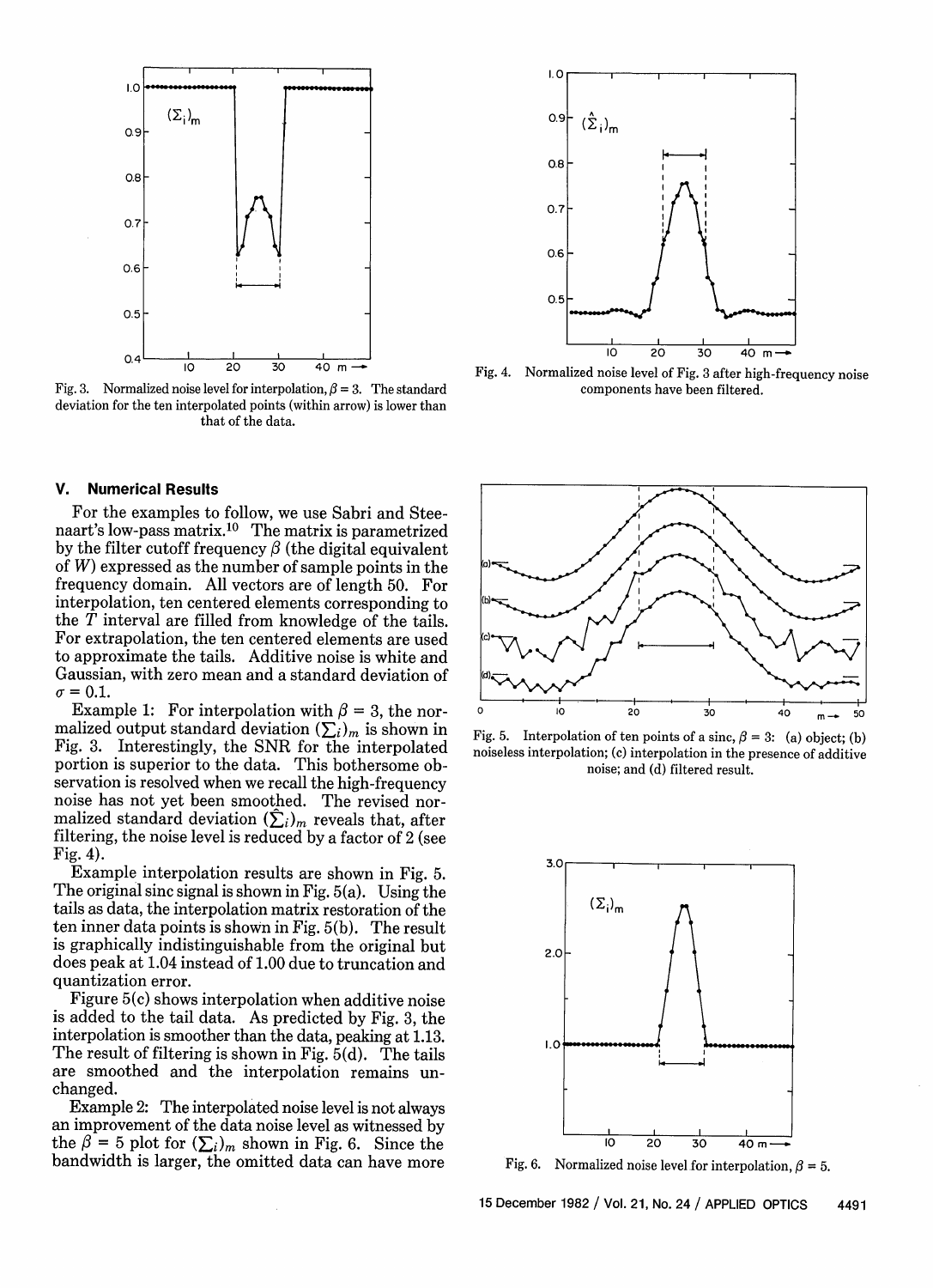Fig. 3. Normalized noise level for interpolation, $\beta = 3$. The standard deviation for the ten interpolated points (within arrow) is lower than that of the data.

Fig. 4. Normalized noise level of Fig. 3 after high-frequency noise components have been filtered.

## V. Numerical Results

For the examples to follow, we use Sabri and Steenaart's low-pass matrix.[10] The matrix is parametrized by the filter cutoff frequency $\beta$ (the digital equivalent of $W$) expressed as the number of sample points in the frequency domain. All vectors are of length 50. For interpolation, ten centered elements corresponding to the $T$ interval are filled from knowledge of the tails. For extrapolation, the ten centered elements are used to approximate the tails. Additive noise is white and Gaussian, with zero mean and a standard deviation of $\sigma = 0.1$.

Example 1: For interpolation with $\beta = 3$, the normalized output standard deviation $(\sum_i)_m$ is shown in Fig. 3. Interestingly, the SNR for the interpolated portion is superior to the data. This bothersome observation is resolved when we recall the high-frequency noise has not yet been smoothed. The revised normalized standard deviation $(\hat{\sum}_i)_m$ reveals that, after filtering, the noise level is reduced by a factor of 2 (see Fig. 4).

Example interpolation results are shown in Fig. 5. The original sinc signal is shown in Fig. 5(a). Using the tails as data, the interpolation matrix restoration of the ten inner data points is shown in Fig. 5(b). The result is graphically indistinguishable from the original but does peak at 1.04 instead of 1.00 due to truncation and quantization error.

Figure 5(c) shows interpolation when additive noise is added to the tail data. As predicted by Fig. 3, the interpolation is smoother than the data, peaking at 1.13. The result of filtering is shown in Fig. 5(d). The tails are smoothed and the interpolation remains unchanged.

Example 2: The interpolated noise level is not always an improvement of the data noise level as witnessed by the $\beta = 5$ plot for $(\sum_i)_m$ shown in Fig. 6. Since the bandwidth is larger, the omitted data can have more

Fig. 5. Interpolation of ten points of a sinc, $\beta = 3$: (a) object; (b) noiseless interpolation; (c) interpolation in the presence of additive noise; and (d) filtered result.

Fig. 6. Normalized noise level for interpolation, $\beta = 5$.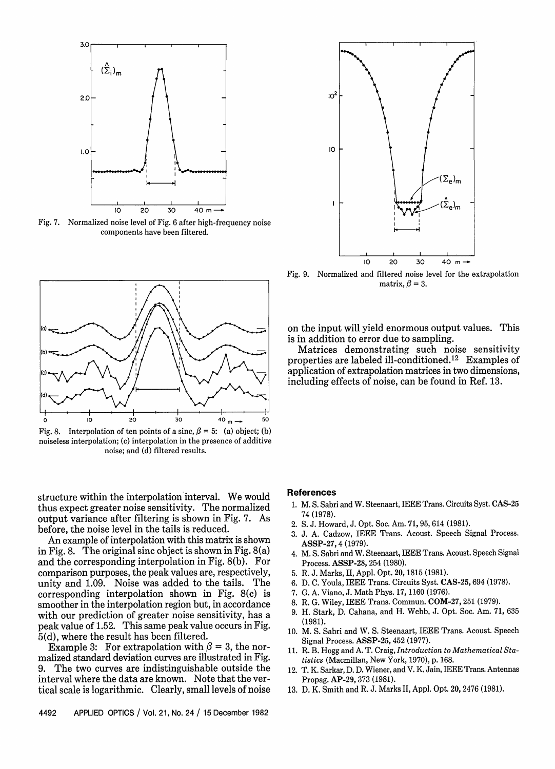3.0

$(\hat{\Sigma}_i)_m$

2.0

1.0

10 20 30 40 m →

Fig. 7. Normalized noise level of Fig. 6 after high-frequency noise components have been filtered.

(a)

(b)

(c)

(d)

0 10 20 30 40 m → 50

Fig. 8. Interpolation of ten points of a sinc, $\beta = 5$: (a) object; (b) noiseless interpolation; (c) interpolation in the presence of additive noise; and (d) filtered results.

$10^2$

10

1

$(\Sigma_e)_m$

$(\hat{\Sigma}_e)_m$

10 20 30 40 m →

Fig. 9. Normalized and filtered noise level for the extrapolation matrix, $\beta = 3$.

structure within the interpolation interval. We would thus expect greater noise sensitivity. The normalized output variance after filtering is shown in Fig. 7. As before, the noise level in the tails is reduced.

An example of interpolation with this matrix is shown in Fig. 8. The original sinc object is shown in Fig. 8(a) and the corresponding interpolation in Fig. 8(b). For comparison purposes, the peak values are, respectively, unity and 1.09. Noise was added to the tails. The corresponding interpolation shown in Fig. 8(c) is smoother in the interpolation region but, in accordance with our prediction of greater noise sensitivity, has a peak value of 1.52. This same peak value occurs in Fig. 5(d), where the result has been filtered.

Example 3: For extrapolation with $\beta = 3$, the normalized standard deviation curves are illustrated in Fig. 9. The two curves are indistinguishable outside the interval where the data are known. Note that the vertical scale is logarithmic. Clearly, small levels of noise on the input will yield enormous output values. This is in addition to error due to sampling.

Matrices demonstrating such noise sensitivity properties are labeled ill-conditioned.[12] Examples of application of extrapolation matrices in two dimensions, including effects of noise, can be found in Ref. 13.

## References

1. M. S. Sabri and W. Steenaart, IEEE Trans. Circuits Syst. **CAS-25** 74 (1978).
2. S. J. Howard, J. Opt. Soc. Am. 71, 95, 614 (1981).
3. J. A. Cadzow, IEEE Trans. Acoust. Speech Signal Process. **ASSP-27**, 4 (1979).
4. M. S. Sabri and W. Steenaart, IEEE Trans. Acoust. Speech Signal Process. **ASSP-28**, 254 (1980).
5. R. J. Marks, II, Appl. Opt. **20**, 1815 (1981).
6. D. C. Youla, IEEE Trans. Circuits Syst. **CAS-25**, 694 (1978).
7. G. A. Viano, J. Math Phys. **17**, 1160 (1976).
8. R. G. Wiley, IEEE Trans. Commun. **COM-27**, 251 (1979).
9. H. Stark, D. Cahana, and H. Webb, J. Opt. Soc. Am. **71**, 635 (1981).
10. M. S. Sabri and W. S. Steenaart, IEEE Trans. Acoust. Speech Signal Process. **ASSP-25**, 452 (1977).
11. R. B. Hogg and A. T. Craig, *Introduction to Mathematical Statistics* (Macmillan, New York, 1970), p. 168.
12. T. K. Sarkar, D. D. Wiener, and V. K. Jain, IEEE Trans. Antennas Propag. **AP-29**, 373 (1981).
13. D. K. Smith and R. J. Marks II, Appl. Opt. **20**, 2476 (1981).